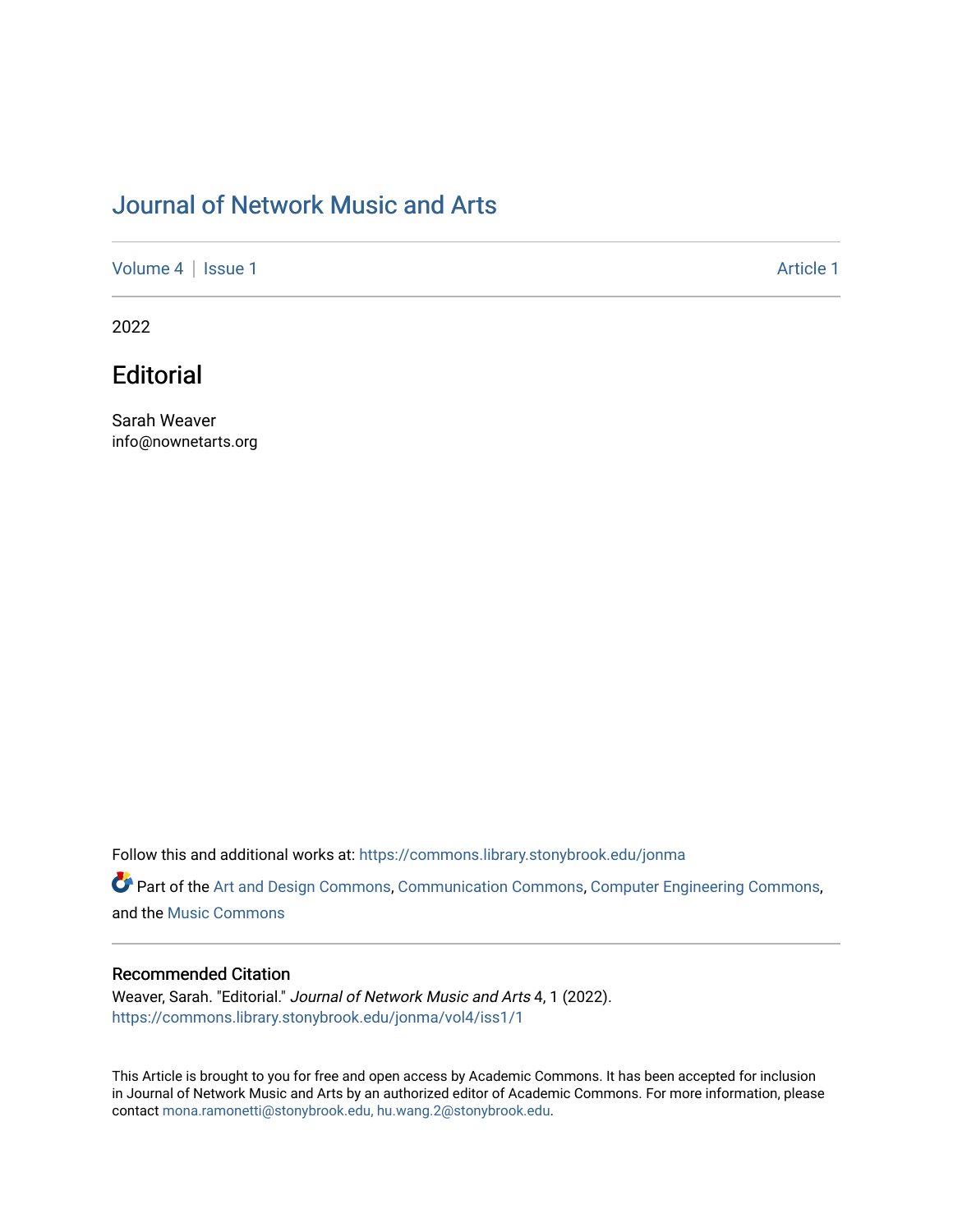# Journal of Network Music and Arts

Volume 4 | Issue 1 Article 1

2022

## Editorial

Sarah Weaver
info@nownetarts.org

Follow this and additional works at: https://commons.library.stonybrook.edu/jonma

Part of the Art and Design Commons, Communication Commons, Computer Engineering Commons, and the Music Commons

### Recommended Citation

Weaver, Sarah. "Editorial." *Journal of Network Music and Arts* 4, 1 (2022).
https://commons.library.stonybrook.edu/jonma/vol4/iss1/1

This Article is brought to you for free and open access by Academic Commons. It has been accepted for inclusion in Journal of Network Music and Arts by an authorized editor of Academic Commons. For more information, please contact mona.ramonetti@stonybrook.edu, hu.wang.2@stonybrook.edu.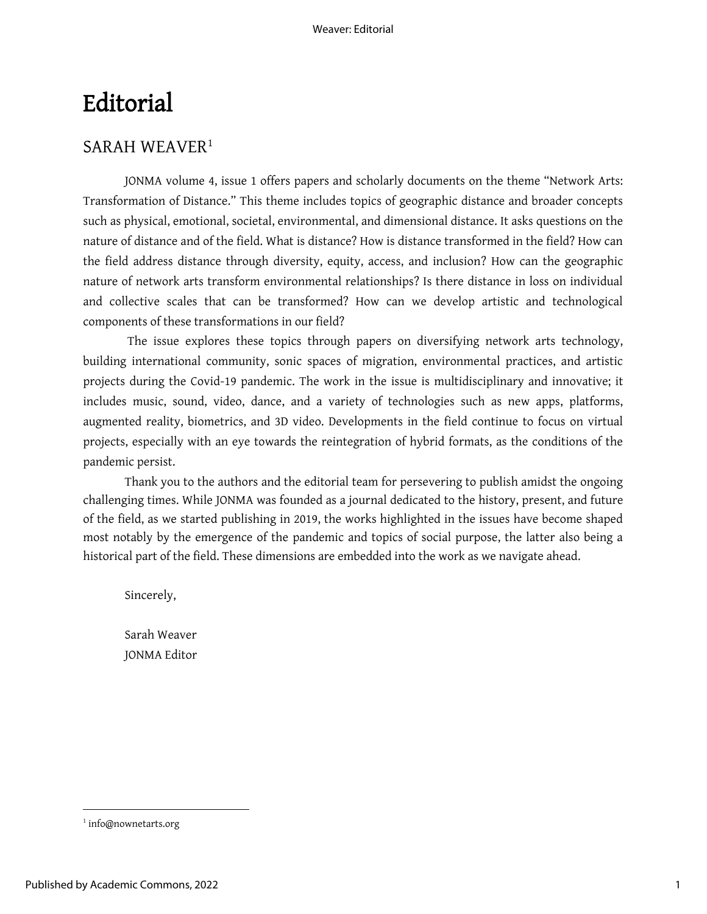# Editorial

## SARAH WEAVER[1]

JONMA volume 4, issue 1 offers papers and scholarly documents on the theme "Network Arts: Transformation of Distance." This theme includes topics of geographic distance and broader concepts such as physical, emotional, societal, environmental, and dimensional distance. It asks questions on the nature of distance and of the field. What is distance? How is distance transformed in the field? How can the field address distance through diversity, equity, access, and inclusion? How can the geographic nature of network arts transform environmental relationships? Is there distance in loss on individual and collective scales that can be transformed? How can we develop artistic and technological components of these transformations in our field?

The issue explores these topics through papers on diversifying network arts technology, building international community, sonic spaces of migration, environmental practices, and artistic projects during the Covid-19 pandemic. The work in the issue is multidisciplinary and innovative; it includes music, sound, video, dance, and a variety of technologies such as new apps, platforms, augmented reality, biometrics, and 3D video. Developments in the field continue to focus on virtual projects, especially with an eye towards the reintegration of hybrid formats, as the conditions of the pandemic persist.

Thank you to the authors and the editorial team for persevering to publish amidst the ongoing challenging times. While JONMA was founded as a journal dedicated to the history, present, and future of the field, as we started publishing in 2019, the works highlighted in the issues have become shaped most notably by the emergence of the pandemic and topics of social purpose, the latter also being a historical part of the field. These dimensions are embedded into the work as we navigate ahead.

Sincerely,

Sarah Weaver
JONMA Editor

---

[1] info@nownetarts.org